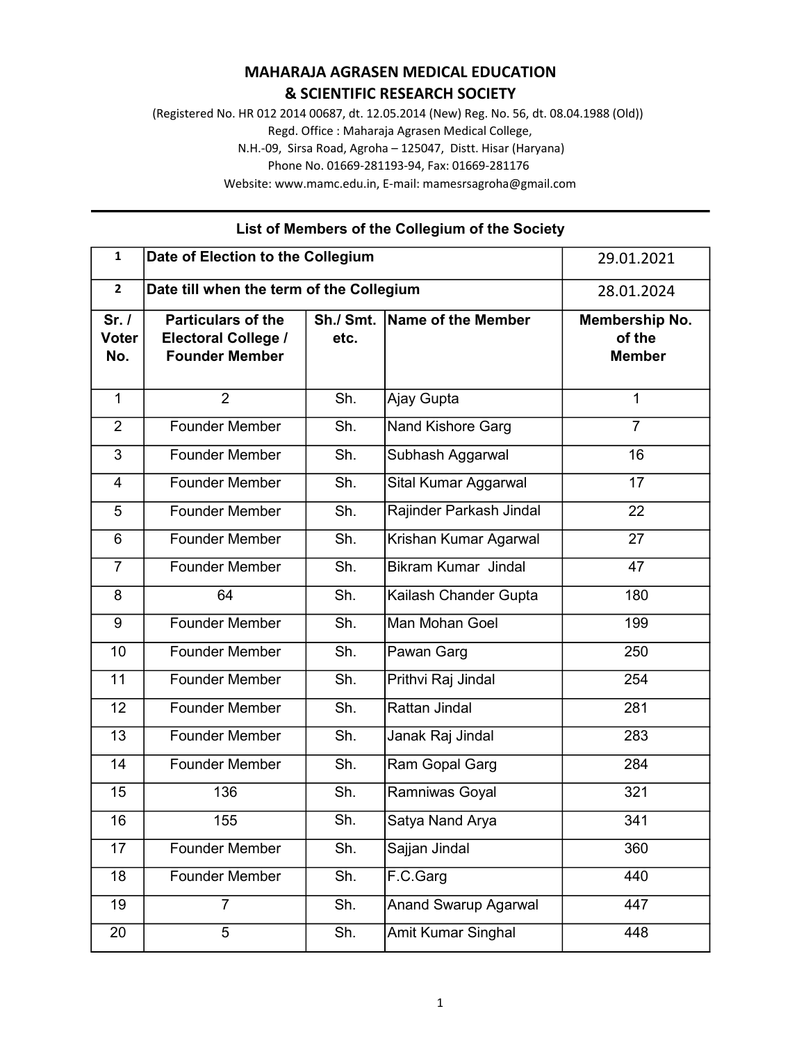# MAHARAJA AGRASEN MEDICAL EDUCATION
# & SCIENTIFIC RESEARCH SOCIETY

(Registered No. HR 012 2014 00687, dt. 12.05.2014 (New) Reg. No. 56, dt. 08.04.1988 (Old))
Regd. Office : Maharaja Agrasen Medical College,
N.H.-09, Sirsa Road, Agroha – 125047, Distt. Hisar (Haryana)
Phone No. 01669-281193-94, Fax: 01669-281176
Website: www.mamc.edu.in, E-mail: mamesrsagroha@gmail.com

---

**List of Members of the Collegium of the Society**

| 1 | Date of Election to the Collegium | | | 29.01.2021 |
|---|---|---|---|---|
| 2 | Date till when the term of the Collegium | | | 28.01.2024 |
| **Sr. / Voter No.** | **Particulars of the Electoral College / Founder Member** | **Sh./ Smt. etc.** | **Name of the Member** | **Membership No. of the Member** |
| 1 | 2 | Sh. | Ajay Gupta | 1 |
| 2 | Founder Member | Sh. | Nand Kishore Garg | 7 |
| 3 | Founder Member | Sh. | Subhash Aggarwal | 16 |
| 4 | Founder Member | Sh. | Sital Kumar Aggarwal | 17 |
| 5 | Founder Member | Sh. | Rajinder Parkash Jindal | 22 |
| 6 | Founder Member | Sh. | Krishan Kumar Agarwal | 27 |
| 7 | Founder Member | Sh. | Bikram Kumar Jindal | 47 |
| 8 | 64 | Sh. | Kailash Chander Gupta | 180 |
| 9 | Founder Member | Sh. | Man Mohan Goel | 199 |
| 10 | Founder Member | Sh. | Pawan Garg | 250 |
| 11 | Founder Member | Sh. | Prithvi Raj Jindal | 254 |
| 12 | Founder Member | Sh. | Rattan Jindal | 281 |
| 13 | Founder Member | Sh. | Janak Raj Jindal | 283 |
| 14 | Founder Member | Sh. | Ram Gopal Garg | 284 |
| 15 | 136 | Sh. | Ramniwas Goyal | 321 |
| 16 | 155 | Sh. | Satya Nand Arya | 341 |
| 17 | Founder Member | Sh. | Sajjan Jindal | 360 |
| 18 | Founder Member | Sh. | F.C.Garg | 440 |
| 19 | 7 | Sh. | Anand Swarup Agarwal | 447 |
| 20 | 5 | Sh. | Amit Kumar Singhal | 448 |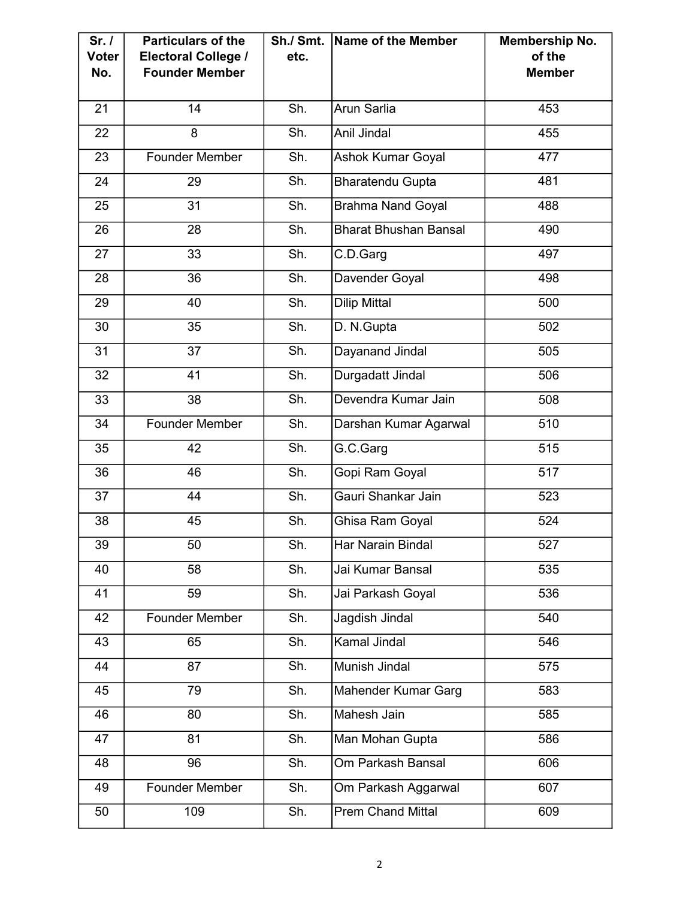| Sr. / Voter No. | Particulars of the Electoral College / Founder Member | Sh./ Smt. etc. | Name of the Member | Membership No. of the Member |
|---|---|---|---|---|
| 21 | 14 | Sh. | Arun Sarlia | 453 |
| 22 | 8 | Sh. | Anil Jindal | 455 |
| 23 | Founder Member | Sh. | Ashok Kumar Goyal | 477 |
| 24 | 29 | Sh. | Bharatendu Gupta | 481 |
| 25 | 31 | Sh. | Brahma Nand Goyal | 488 |
| 26 | 28 | Sh. | Bharat Bhushan Bansal | 490 |
| 27 | 33 | Sh. | C.D.Garg | 497 |
| 28 | 36 | Sh. | Davender Goyal | 498 |
| 29 | 40 | Sh. | Dilip Mittal | 500 |
| 30 | 35 | Sh. | D. N.Gupta | 502 |
| 31 | 37 | Sh. | Dayanand Jindal | 505 |
| 32 | 41 | Sh. | Durgadatt Jindal | 506 |
| 33 | 38 | Sh. | Devendra Kumar Jain | 508 |
| 34 | Founder Member | Sh. | Darshan Kumar Agarwal | 510 |
| 35 | 42 | Sh. | G.C.Garg | 515 |
| 36 | 46 | Sh. | Gopi Ram Goyal | 517 |
| 37 | 44 | Sh. | Gauri Shankar Jain | 523 |
| 38 | 45 | Sh. | Ghisa Ram Goyal | 524 |
| 39 | 50 | Sh. | Har Narain Bindal | 527 |
| 40 | 58 | Sh. | Jai Kumar Bansal | 535 |
| 41 | 59 | Sh. | Jai Parkash Goyal | 536 |
| 42 | Founder Member | Sh. | Jagdish Jindal | 540 |
| 43 | 65 | Sh. | Kamal Jindal | 546 |
| 44 | 87 | Sh. | Munish Jindal | 575 |
| 45 | 79 | Sh. | Mahender Kumar Garg | 583 |
| 46 | 80 | Sh. | Mahesh Jain | 585 |
| 47 | 81 | Sh. | Man Mohan Gupta | 586 |
| 48 | 96 | Sh. | Om Parkash Bansal | 606 |
| 49 | Founder Member | Sh. | Om Parkash Aggarwal | 607 |
| 50 | 109 | Sh. | Prem Chand Mittal | 609 |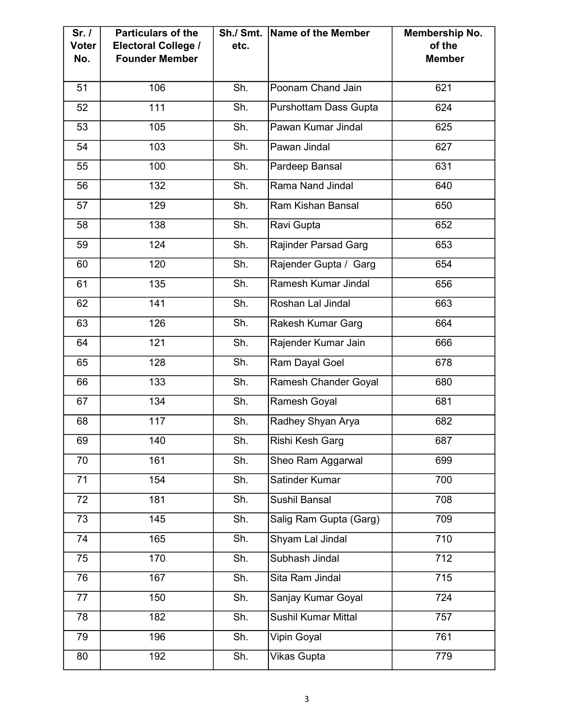| Sr. / Voter No. | Particulars of the Electoral College / Founder Member | Sh./ Smt. etc. | Name of the Member | Membership No. of the Member |
|---|---|---|---|---|
| 51 | 106 | Sh. | Poonam Chand Jain | 621 |
| 52 | 111 | Sh. | Purshottam Dass Gupta | 624 |
| 53 | 105 | Sh. | Pawan Kumar Jindal | 625 |
| 54 | 103 | Sh. | Pawan Jindal | 627 |
| 55 | 100 | Sh. | Pardeep Bansal | 631 |
| 56 | 132 | Sh. | Rama Nand Jindal | 640 |
| 57 | 129 | Sh. | Ram Kishan Bansal | 650 |
| 58 | 138 | Sh. | Ravi Gupta | 652 |
| 59 | 124 | Sh. | Rajinder Parsad Garg | 653 |
| 60 | 120 | Sh. | Rajender Gupta / Garg | 654 |
| 61 | 135 | Sh. | Ramesh Kumar Jindal | 656 |
| 62 | 141 | Sh. | Roshan Lal Jindal | 663 |
| 63 | 126 | Sh. | Rakesh Kumar Garg | 664 |
| 64 | 121 | Sh. | Rajender Kumar Jain | 666 |
| 65 | 128 | Sh. | Ram Dayal Goel | 678 |
| 66 | 133 | Sh. | Ramesh Chander Goyal | 680 |
| 67 | 134 | Sh. | Ramesh Goyal | 681 |
| 68 | 117 | Sh. | Radhey Shyan Arya | 682 |
| 69 | 140 | Sh. | Rishi Kesh Garg | 687 |
| 70 | 161 | Sh. | Sheo Ram Aggarwal | 699 |
| 71 | 154 | Sh. | Satinder Kumar | 700 |
| 72 | 181 | Sh. | Sushil Bansal | 708 |
| 73 | 145 | Sh. | Salig Ram Gupta (Garg) | 709 |
| 74 | 165 | Sh. | Shyam Lal Jindal | 710 |
| 75 | 170 | Sh. | Subhash Jindal | 712 |
| 76 | 167 | Sh. | Sita Ram Jindal | 715 |
| 77 | 150 | Sh. | Sanjay Kumar Goyal | 724 |
| 78 | 182 | Sh. | Sushil Kumar Mittal | 757 |
| 79 | 196 | Sh. | Vipin Goyal | 761 |
| 80 | 192 | Sh. | Vikas Gupta | 779 |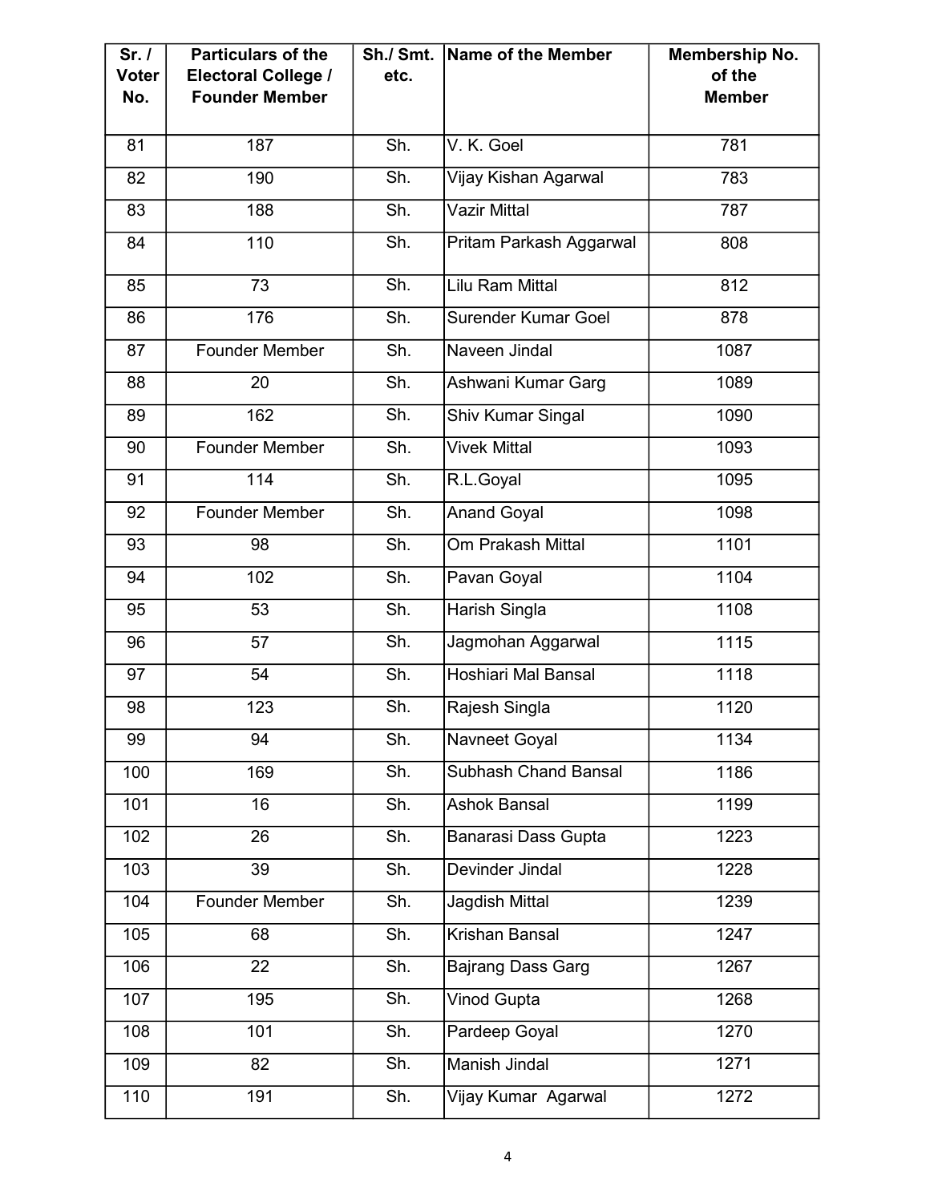| Sr. / Voter No. | Particulars of the Electoral College / Founder Member | Sh./ Smt. etc. | Name of the Member | Membership No. of the Member |
|---|---|---|---|---|
| 81 | 187 | Sh. | V. K. Goel | 781 |
| 82 | 190 | Sh. | Vijay Kishan Agarwal | 783 |
| 83 | 188 | Sh. | Vazir Mittal | 787 |
| 84 | 110 | Sh. | Pritam Parkash Aggarwal | 808 |
| 85 | 73 | Sh. | Lilu Ram Mittal | 812 |
| 86 | 176 | Sh. | Surender Kumar Goel | 878 |
| 87 | Founder Member | Sh. | Naveen Jindal | 1087 |
| 88 | 20 | Sh. | Ashwani Kumar Garg | 1089 |
| 89 | 162 | Sh. | Shiv Kumar Singal | 1090 |
| 90 | Founder Member | Sh. | Vivek Mittal | 1093 |
| 91 | 114 | Sh. | R.L.Goyal | 1095 |
| 92 | Founder Member | Sh. | Anand Goyal | 1098 |
| 93 | 98 | Sh. | Om Prakash Mittal | 1101 |
| 94 | 102 | Sh. | Pavan Goyal | 1104 |
| 95 | 53 | Sh. | Harish Singla | 1108 |
| 96 | 57 | Sh. | Jagmohan Aggarwal | 1115 |
| 97 | 54 | Sh. | Hoshiari Mal Bansal | 1118 |
| 98 | 123 | Sh. | Rajesh Singla | 1120 |
| 99 | 94 | Sh. | Navneet Goyal | 1134 |
| 100 | 169 | Sh. | Subhash Chand Bansal | 1186 |
| 101 | 16 | Sh. | Ashok Bansal | 1199 |
| 102 | 26 | Sh. | Banarasi Dass Gupta | 1223 |
| 103 | 39 | Sh. | Devinder Jindal | 1228 |
| 104 | Founder Member | Sh. | Jagdish Mittal | 1239 |
| 105 | 68 | Sh. | Krishan Bansal | 1247 |
| 106 | 22 | Sh. | Bajrang Dass Garg | 1267 |
| 107 | 195 | Sh. | Vinod Gupta | 1268 |
| 108 | 101 | Sh. | Pardeep Goyal | 1270 |
| 109 | 82 | Sh. | Manish Jindal | 1271 |
| 110 | 191 | Sh. | Vijay Kumar Agarwal | 1272 |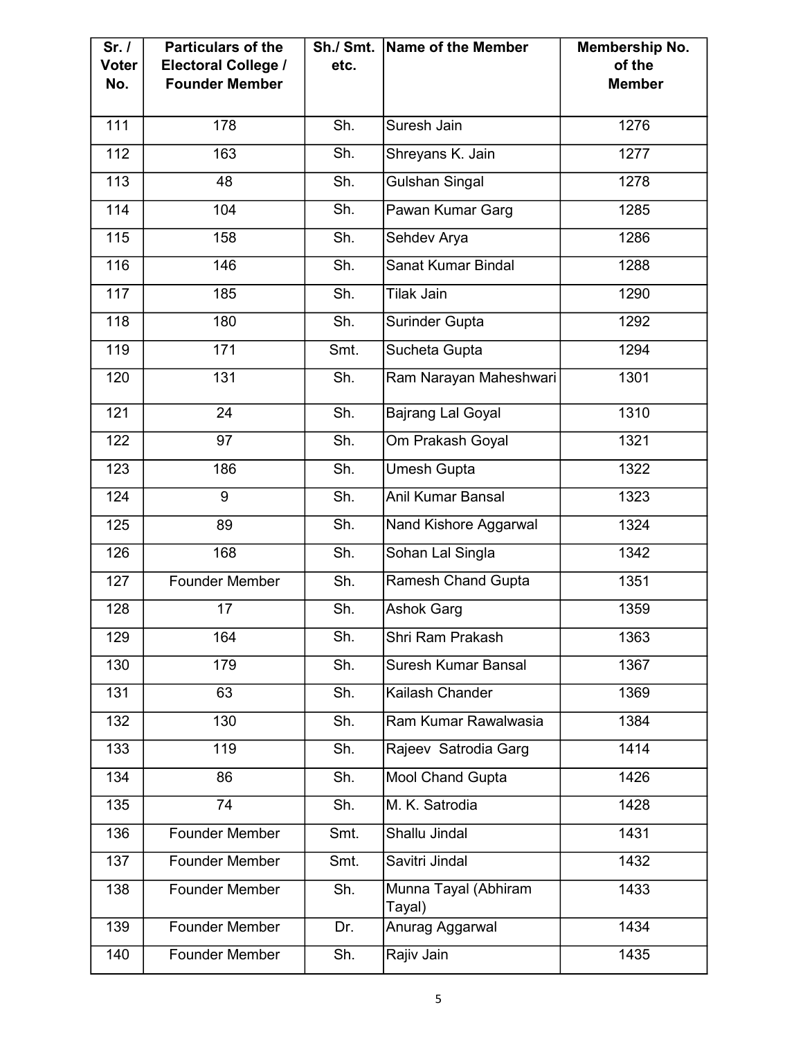| Sr. / Voter No. | Particulars of the Electoral College / Founder Member | Sh./ Smt. etc. | Name of the Member | Membership No. of the Member |
|---|---|---|---|---|
| 111 | 178 | Sh. | Suresh Jain | 1276 |
| 112 | 163 | Sh. | Shreyans K. Jain | 1277 |
| 113 | 48 | Sh. | Gulshan Singal | 1278 |
| 114 | 104 | Sh. | Pawan Kumar Garg | 1285 |
| 115 | 158 | Sh. | Sehdev Arya | 1286 |
| 116 | 146 | Sh. | Sanat Kumar Bindal | 1288 |
| 117 | 185 | Sh. | Tilak Jain | 1290 |
| 118 | 180 | Sh. | Surinder Gupta | 1292 |
| 119 | 171 | Smt. | Sucheta Gupta | 1294 |
| 120 | 131 | Sh. | Ram Narayan Maheshwari | 1301 |
| 121 | 24 | Sh. | Bajrang Lal Goyal | 1310 |
| 122 | 97 | Sh. | Om Prakash Goyal | 1321 |
| 123 | 186 | Sh. | Umesh Gupta | 1322 |
| 124 | 9 | Sh. | Anil Kumar Bansal | 1323 |
| 125 | 89 | Sh. | Nand Kishore Aggarwal | 1324 |
| 126 | 168 | Sh. | Sohan Lal Singla | 1342 |
| 127 | Founder Member | Sh. | Ramesh Chand Gupta | 1351 |
| 128 | 17 | Sh. | Ashok Garg | 1359 |
| 129 | 164 | Sh. | Shri Ram Prakash | 1363 |
| 130 | 179 | Sh. | Suresh Kumar Bansal | 1367 |
| 131 | 63 | Sh. | Kailash Chander | 1369 |
| 132 | 130 | Sh. | Ram Kumar Rawalwasia | 1384 |
| 133 | 119 | Sh. | Rajeev Satrodia Garg | 1414 |
| 134 | 86 | Sh. | Mool Chand Gupta | 1426 |
| 135 | 74 | Sh. | M. K. Satrodia | 1428 |
| 136 | Founder Member | Smt. | Shallu Jindal | 1431 |
| 137 | Founder Member | Smt. | Savitri Jindal | 1432 |
| 138 | Founder Member | Sh. | Munna Tayal (Abhiram Tayal) | 1433 |
| 139 | Founder Member | Dr. | Anurag Aggarwal | 1434 |
| 140 | Founder Member | Sh. | Rajiv Jain | 1435 |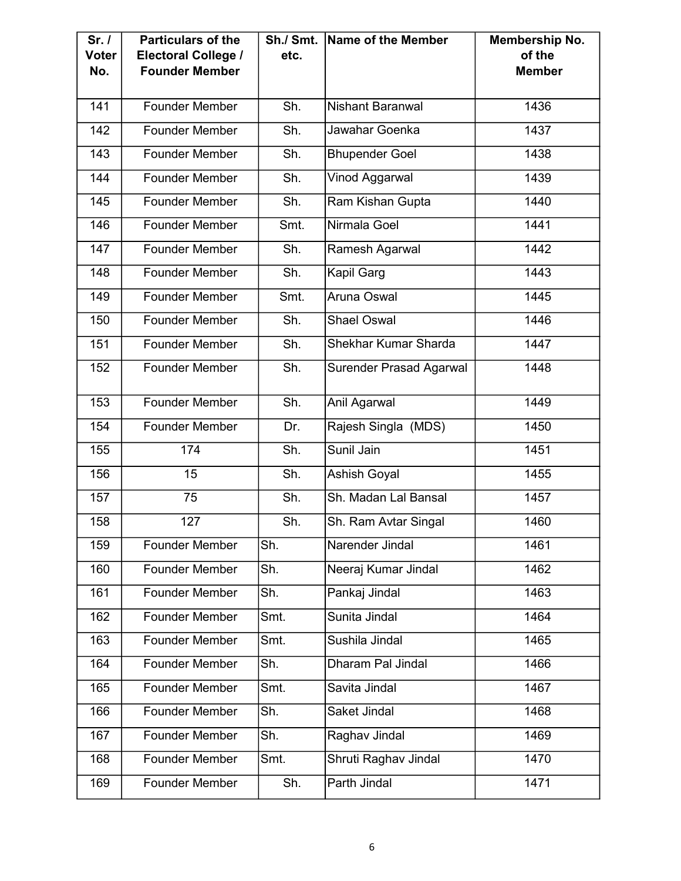| Sr. / Voter No. | Particulars of the Electoral College / Founder Member | Sh./ Smt. etc. | Name of the Member | Membership No. of the Member |
|---|---|---|---|---|
| 141 | Founder Member | Sh. | Nishant Baranwal | 1436 |
| 142 | Founder Member | Sh. | Jawahar Goenka | 1437 |
| 143 | Founder Member | Sh. | Bhupender Goel | 1438 |
| 144 | Founder Member | Sh. | Vinod Aggarwal | 1439 |
| 145 | Founder Member | Sh. | Ram Kishan Gupta | 1440 |
| 146 | Founder Member | Smt. | Nirmala Goel | 1441 |
| 147 | Founder Member | Sh. | Ramesh Agarwal | 1442 |
| 148 | Founder Member | Sh. | Kapil Garg | 1443 |
| 149 | Founder Member | Smt. | Aruna Oswal | 1445 |
| 150 | Founder Member | Sh. | Shael Oswal | 1446 |
| 151 | Founder Member | Sh. | Shekhar Kumar Sharda | 1447 |
| 152 | Founder Member | Sh. | Surender Prasad Agarwal | 1448 |
| 153 | Founder Member | Sh. | Anil Agarwal | 1449 |
| 154 | Founder Member | Dr. | Rajesh Singla (MDS) | 1450 |
| 155 | 174 | Sh. | Sunil Jain | 1451 |
| 156 | 15 | Sh. | Ashish Goyal | 1455 |
| 157 | 75 | Sh. | Sh. Madan Lal Bansal | 1457 |
| 158 | 127 | Sh. | Sh. Ram Avtar Singal | 1460 |
| 159 | Founder Member | Sh. | Narender Jindal | 1461 |
| 160 | Founder Member | Sh. | Neeraj Kumar Jindal | 1462 |
| 161 | Founder Member | Sh. | Pankaj Jindal | 1463 |
| 162 | Founder Member | Smt. | Sunita Jindal | 1464 |
| 163 | Founder Member | Smt. | Sushila Jindal | 1465 |
| 164 | Founder Member | Sh. | Dharam Pal Jindal | 1466 |
| 165 | Founder Member | Smt. | Savita Jindal | 1467 |
| 166 | Founder Member | Sh. | Saket Jindal | 1468 |
| 167 | Founder Member | Sh. | Raghav Jindal | 1469 |
| 168 | Founder Member | Smt. | Shruti Raghav Jindal | 1470 |
| 169 | Founder Member | Sh. | Parth Jindal | 1471 |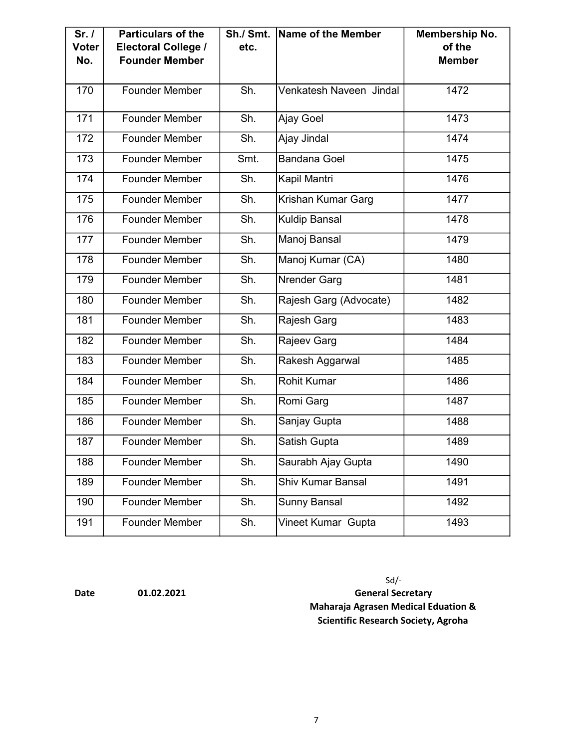| Sr. / Voter No. | Particulars of the Electoral College / Founder Member | Sh./ Smt. etc. | Name of the Member | Membership No. of the Member |
|---|---|---|---|---|
| 170 | Founder Member | Sh. | Venkatesh Naveen Jindal | 1472 |
| 171 | Founder Member | Sh. | Ajay Goel | 1473 |
| 172 | Founder Member | Sh. | Ajay Jindal | 1474 |
| 173 | Founder Member | Smt. | Bandana Goel | 1475 |
| 174 | Founder Member | Sh. | Kapil Mantri | 1476 |
| 175 | Founder Member | Sh. | Krishan Kumar Garg | 1477 |
| 176 | Founder Member | Sh. | Kuldip Bansal | 1478 |
| 177 | Founder Member | Sh. | Manoj Bansal | 1479 |
| 178 | Founder Member | Sh. | Manoj Kumar (CA) | 1480 |
| 179 | Founder Member | Sh. | Nrender Garg | 1481 |
| 180 | Founder Member | Sh. | Rajesh Garg (Advocate) | 1482 |
| 181 | Founder Member | Sh. | Rajesh Garg | 1483 |
| 182 | Founder Member | Sh. | Rajeev Garg | 1484 |
| 183 | Founder Member | Sh. | Rakesh Aggarwal | 1485 |
| 184 | Founder Member | Sh. | Rohit Kumar | 1486 |
| 185 | Founder Member | Sh. | Romi Garg | 1487 |
| 186 | Founder Member | Sh. | Sanjay Gupta | 1488 |
| 187 | Founder Member | Sh. | Satish Gupta | 1489 |
| 188 | Founder Member | Sh. | Saurabh Ajay Gupta | 1490 |
| 189 | Founder Member | Sh. | Shiv Kumar Bansal | 1491 |
| 190 | Founder Member | Sh. | Sunny Bansal | 1492 |
| 191 | Founder Member | Sh. | Vineet Kumar Gupta | 1493 |

Sd/-

**Date** **01.02.2021**

**General Secretary**
**Maharaja Agrasen Medical Eduation &**
**Scientific Research Society, Agroha**